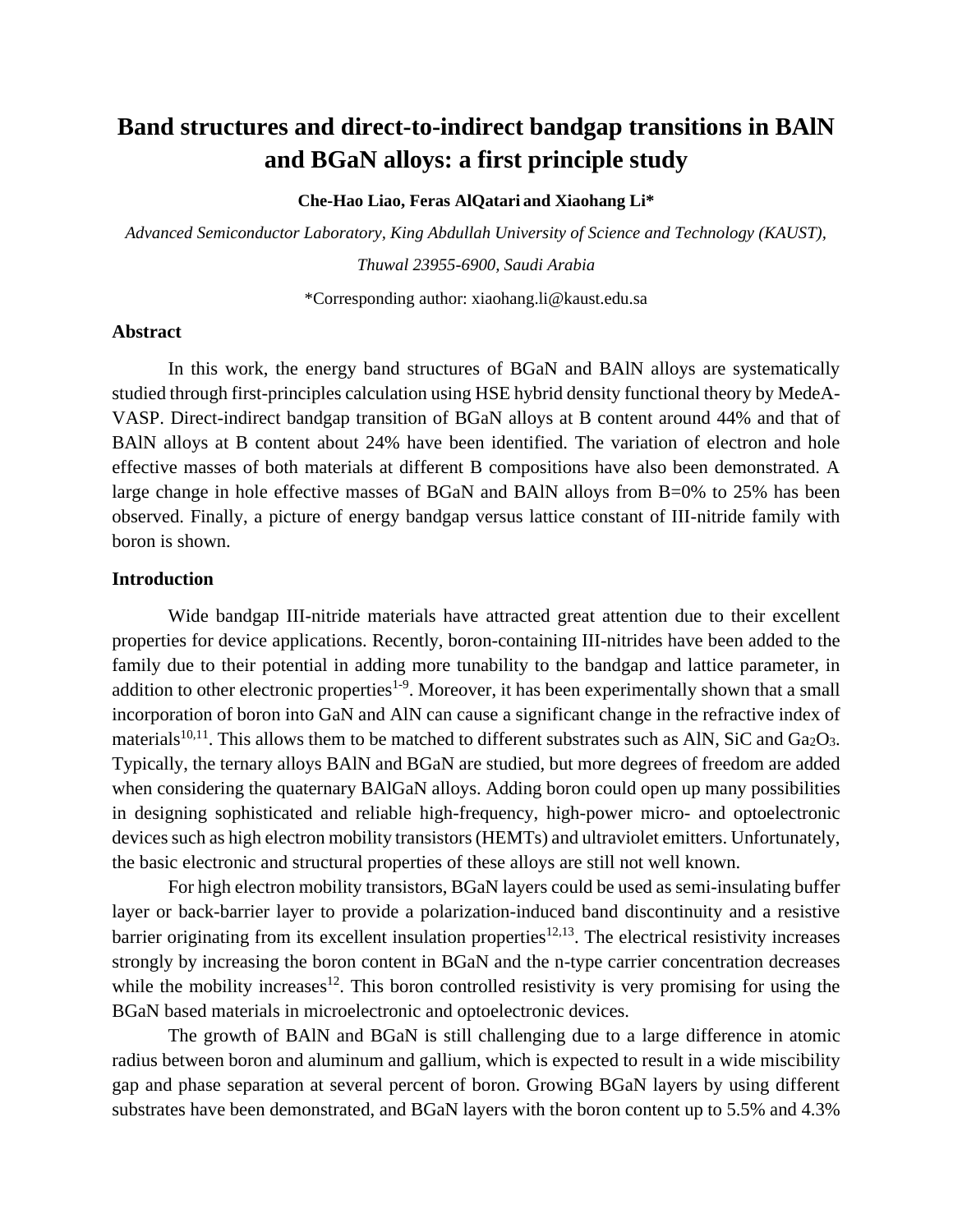# Band structures and direct-to-indirect bandgap transitions in BAlN and BGaN alloys: a first principle study

**Che-Hao Liao, Feras AlQatari and Xiaohang Li***

*Advanced Semiconductor Laboratory, King Abdullah University of Science and Technology (KAUST), Thuwal 23955-6900, Saudi Arabia*

*Corresponding author: xiaohang.li@kaust.edu.sa

## Abstract

In this work, the energy band structures of BGaN and BAlN alloys are systematically studied through first-principles calculation using HSE hybrid density functional theory by MedeA-VASP. Direct-indirect bandgap transition of BGaN alloys at B content around 44% and that of BAlN alloys at B content about 24% have been identified. The variation of electron and hole effective masses of both materials at different B compositions have also been demonstrated. A large change in hole effective masses of BGaN and BAlN alloys from B=0% to 25% has been observed. Finally, a picture of energy bandgap versus lattice constant of III-nitride family with boron is shown.

## Introduction

Wide bandgap III-nitride materials have attracted great attention due to their excellent properties for device applications. Recently, boron-containing III-nitrides have been added to the family due to their potential in adding more tunability to the bandgap and lattice parameter, in addition to other electronic properties[1-9]. Moreover, it has been experimentally shown that a small incorporation of boron into GaN and AlN can cause a significant change in the refractive index of materials[10,11]. This allows them to be matched to different substrates such as AlN, SiC and $Ga_2O_3$. Typically, the ternary alloys BAlN and BGaN are studied, but more degrees of freedom are added when considering the quaternary BAlGaN alloys. Adding boron could open up many possibilities in designing sophisticated and reliable high-frequency, high-power micro- and optoelectronic devices such as high electron mobility transistors (HEMTs) and ultraviolet emitters. Unfortunately, the basic electronic and structural properties of these alloys are still not well known.

For high electron mobility transistors, BGaN layers could be used as semi-insulating buffer layer or back-barrier layer to provide a polarization-induced band discontinuity and a resistive barrier originating from its excellent insulation properties[12,13]. The electrical resistivity increases strongly by increasing the boron content in BGaN and the n-type carrier concentration decreases while the mobility increases[12]. This boron controlled resistivity is very promising for using the BGaN based materials in microelectronic and optoelectronic devices.

The growth of BAlN and BGaN is still challenging due to a large difference in atomic radius between boron and aluminum and gallium, which is expected to result in a wide miscibility gap and phase separation at several percent of boron. Growing BGaN layers by using different substrates have been demonstrated, and BGaN layers with the boron content up to 5.5% and 4.3%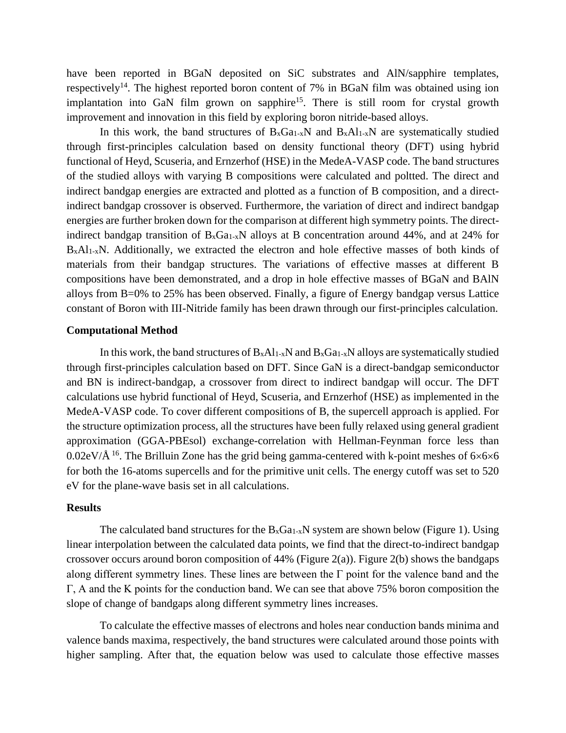have been reported in BGaN deposited on SiC substrates and AlN/sapphire templates, respectively[14]. The highest reported boron content of 7% in BGaN film was obtained using ion implantation into GaN film grown on sapphire[15]. There is still room for crystal growth improvement and innovation in this field by exploring boron nitride-based alloys.

In this work, the band structures of $B_xGa_{1-x}N$ and $B_xAl_{1-x}N$ are systematically studied through first-principles calculation based on density functional theory (DFT) using hybrid functional of Heyd, Scuseria, and Ernzerhof (HSE) in the MedeA-VASP code. The band structures of the studied alloys with varying B compositions were calculated and poltted. The direct and indirect bandgap energies are extracted and plotted as a function of B composition, and a direct-indirect bandgap crossover is observed. Furthermore, the variation of direct and indirect bandgap energies are further broken down for the comparison at different high symmetry points. The direct-indirect bandgap transition of $B_xGa_{1-x}N$ alloys at B concentration around 44%, and at 24% for $B_xAl_{1-x}N$. Additionally, we extracted the electron and hole effective masses of both kinds of materials from their bandgap structures. The variations of effective masses at different B compositions have been demonstrated, and a drop in hole effective masses of BGaN and BAlN alloys from B=0% to 25% has been observed. Finally, a figure of Energy bandgap versus Lattice constant of Boron with III-Nitride family has been drawn through our first-principles calculation.

## Computational Method

In this work, the band structures of $B_xAl_{1-x}N$ and $B_xGa_{1-x}N$ alloys are systematically studied through first-principles calculation based on DFT. Since GaN is a direct-bandgap semiconductor and BN is indirect-bandgap, a crossover from direct to indirect bandgap will occur. The DFT calculations use hybrid functional of Heyd, Scuseria, and Ernzerhof (HSE) as implemented in the MedeA-VASP code. To cover different compositions of B, the supercell approach is applied. For the structure optimization process, all the structures have been fully relaxed using general gradient approximation (GGA-PBEsol) exchange-correlation with Hellman-Feynman force less than 0.02eV/Å [16]. The Brilluin Zone has the grid being gamma-centered with k-point meshes of $6\times6\times6$ for both the 16-atoms supercells and for the primitive unit cells. The energy cutoff was set to 520 eV for the plane-wave basis set in all calculations.

## Results

The calculated band structures for the $B_xGa_{1-x}N$ system are shown below (Figure 1). Using linear interpolation between the calculated data points, we find that the direct-to-indirect bandgap crossover occurs around boron composition of 44% (Figure 2(a)). Figure 2(b) shows the bandgaps along different symmetry lines. These lines are between the Γ point for the valence band and the Γ, A and the K points for the conduction band. We can see that above 75% boron composition the slope of change of bandgaps along different symmetry lines increases.

To calculate the effective masses of electrons and holes near conduction bands minima and valence bands maxima, respectively, the band structures were calculated around those points with higher sampling. After that, the equation below was used to calculate those effective masses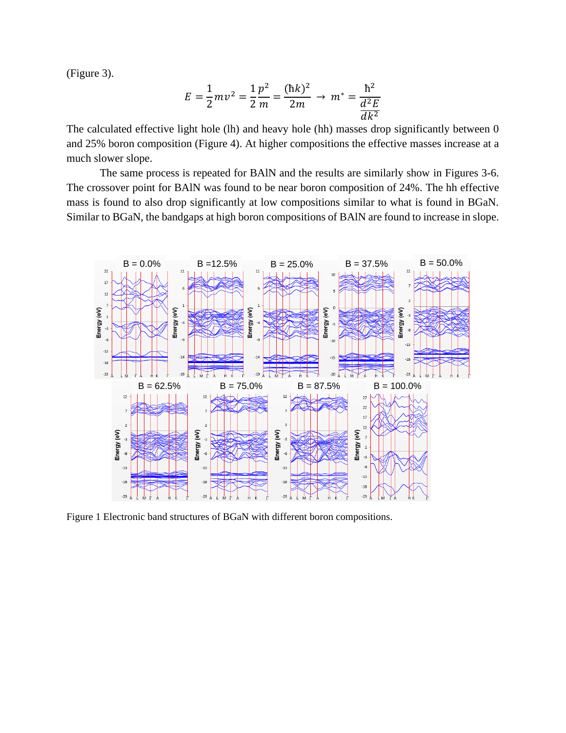(Figure 3).

$$E = \frac{1}{2}mv^2 = \frac{1}{2}\frac{p^2}{m} = \frac{(\hbar k)^2}{2m} \rightarrow m^* = \frac{\hbar^2}{\frac{d^2E}{dk^2}}$$

The calculated effective light hole (lh) and heavy hole (hh) masses drop significantly between 0 and 25% boron composition (Figure 4). At higher compositions the effective masses increase at a much slower slope.

The same process is repeated for BAlN and the results are similarly show in Figures 3-6. The crossover point for BAlN was found to be near boron composition of 24%. The hh effective mass is found to also drop significantly at low compositions similar to what is found in BGaN. Similar to BGaN, the bandgaps at high boron compositions of BAlN are found to increase in slope.

Figure 1 Electronic band structures of BGaN with different boron compositions.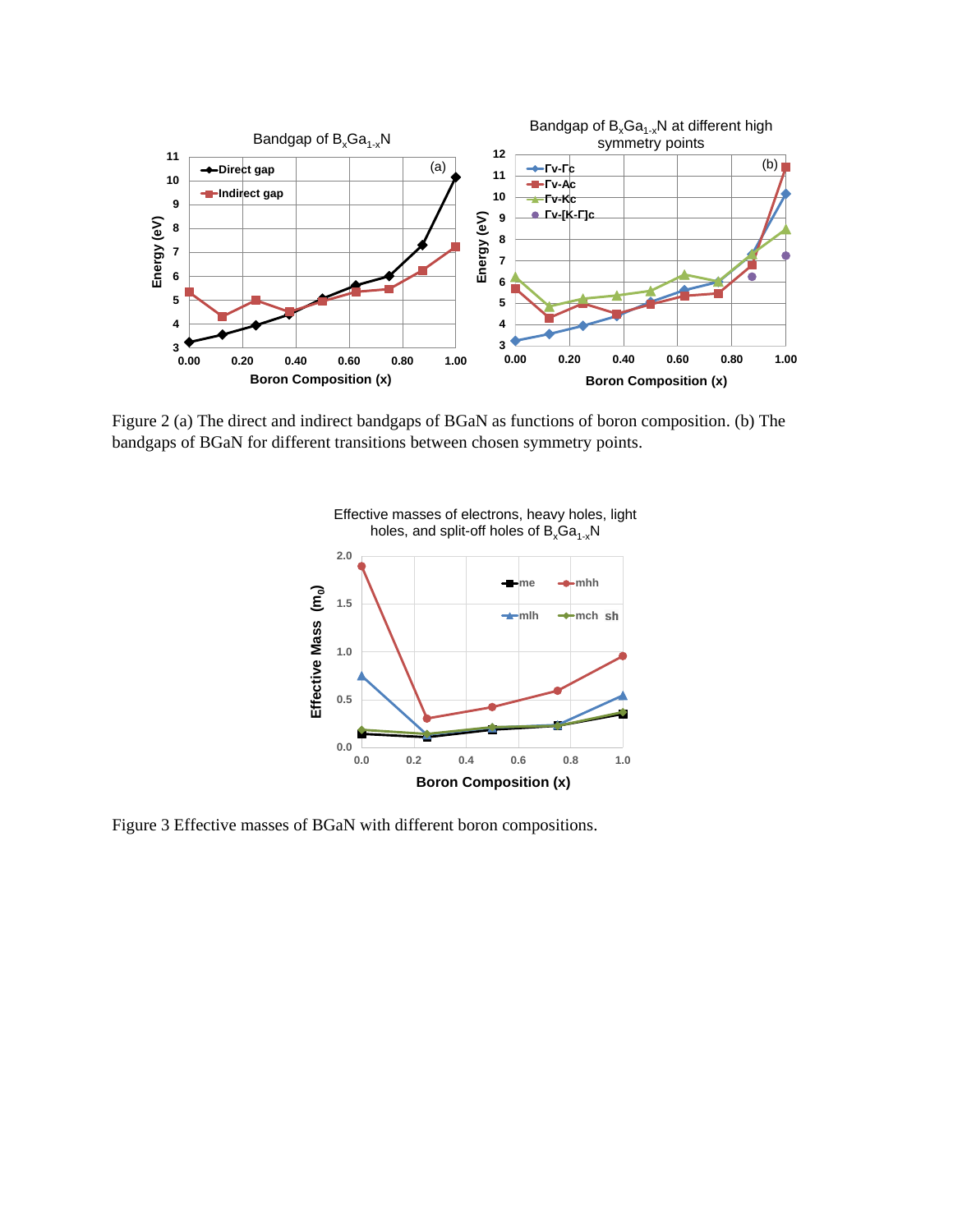Figure 2 (a) The direct and indirect bandgaps of BGaN as functions of boron composition. (b) The bandgaps of BGaN for different transitions between chosen symmetry points.

Figure 3 Effective masses of BGaN with different boron compositions.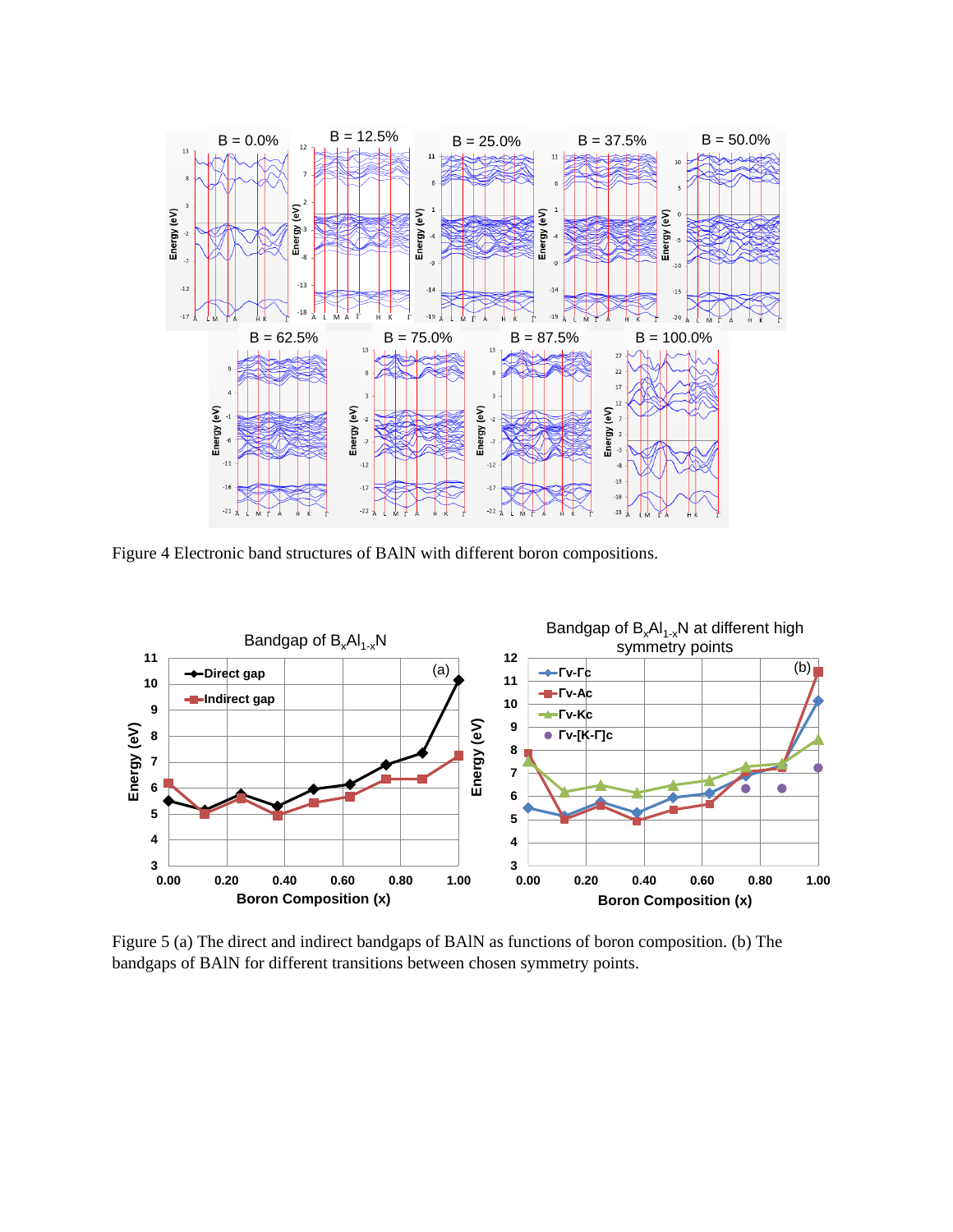Figure 4 Electronic band structures of BAlN with different boron compositions.

Figure 5 (a) The direct and indirect bandgaps of BAlN as functions of boron composition. (b) The bandgaps of BAlN for different transitions between chosen symmetry points.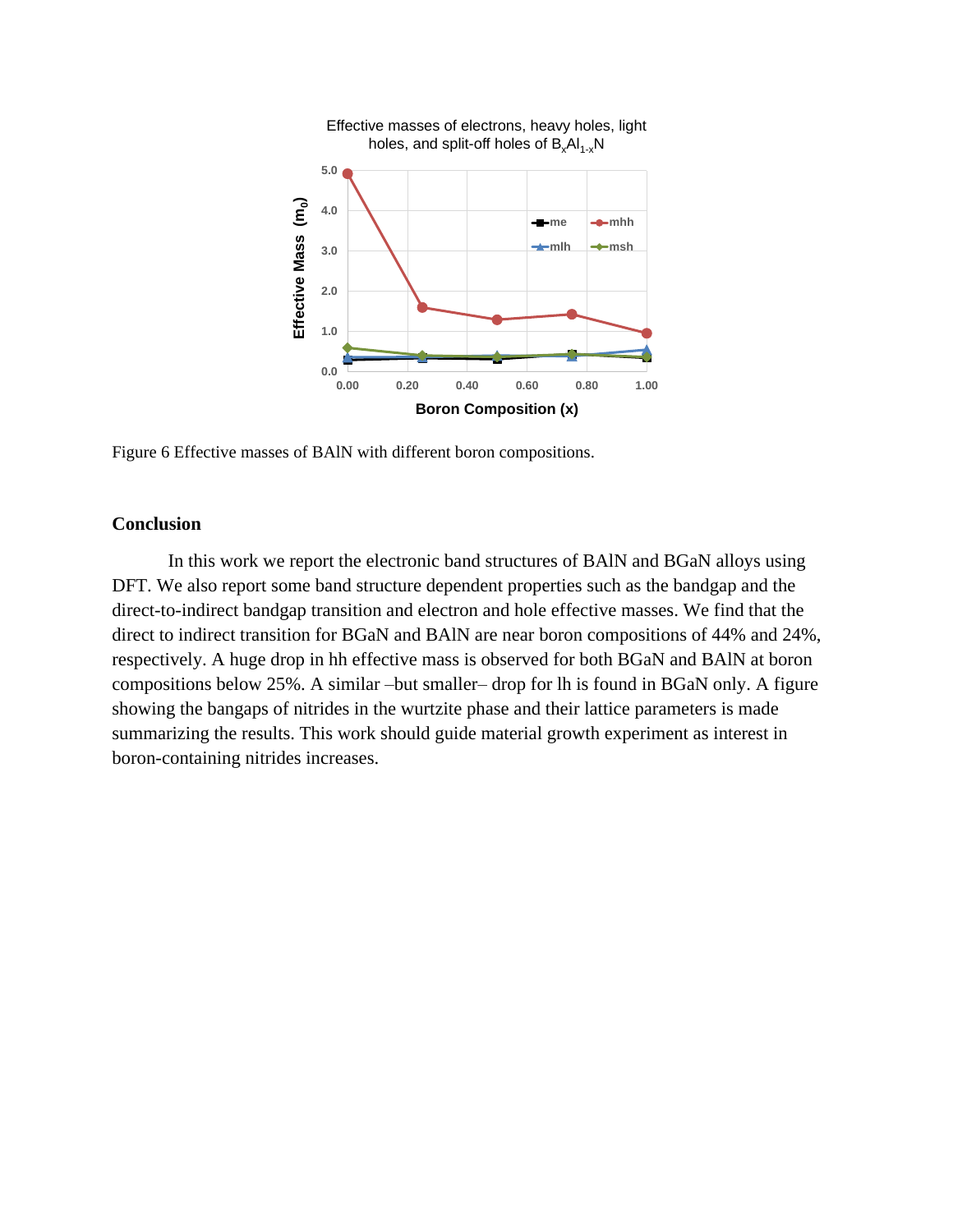Figure 6 Effective masses of BAlN with different boron compositions.

## Conclusion

In this work we report the electronic band structures of BAlN and BGaN alloys using DFT. We also report some band structure dependent properties such as the bandgap and the direct-to-indirect bandgap transition and electron and hole effective masses. We find that the direct to indirect transition for BGaN and BAlN are near boron compositions of 44% and 24%, respectively. A huge drop in hh effective mass is observed for both BGaN and BAlN at boron compositions below 25%. A similar –but smaller– drop for lh is found in BGaN only. A figure showing the bangaps of nitrides in the wurtzite phase and their lattice parameters is made summarizing the results. This work should guide material growth experiment as interest in boron-containing nitrides increases.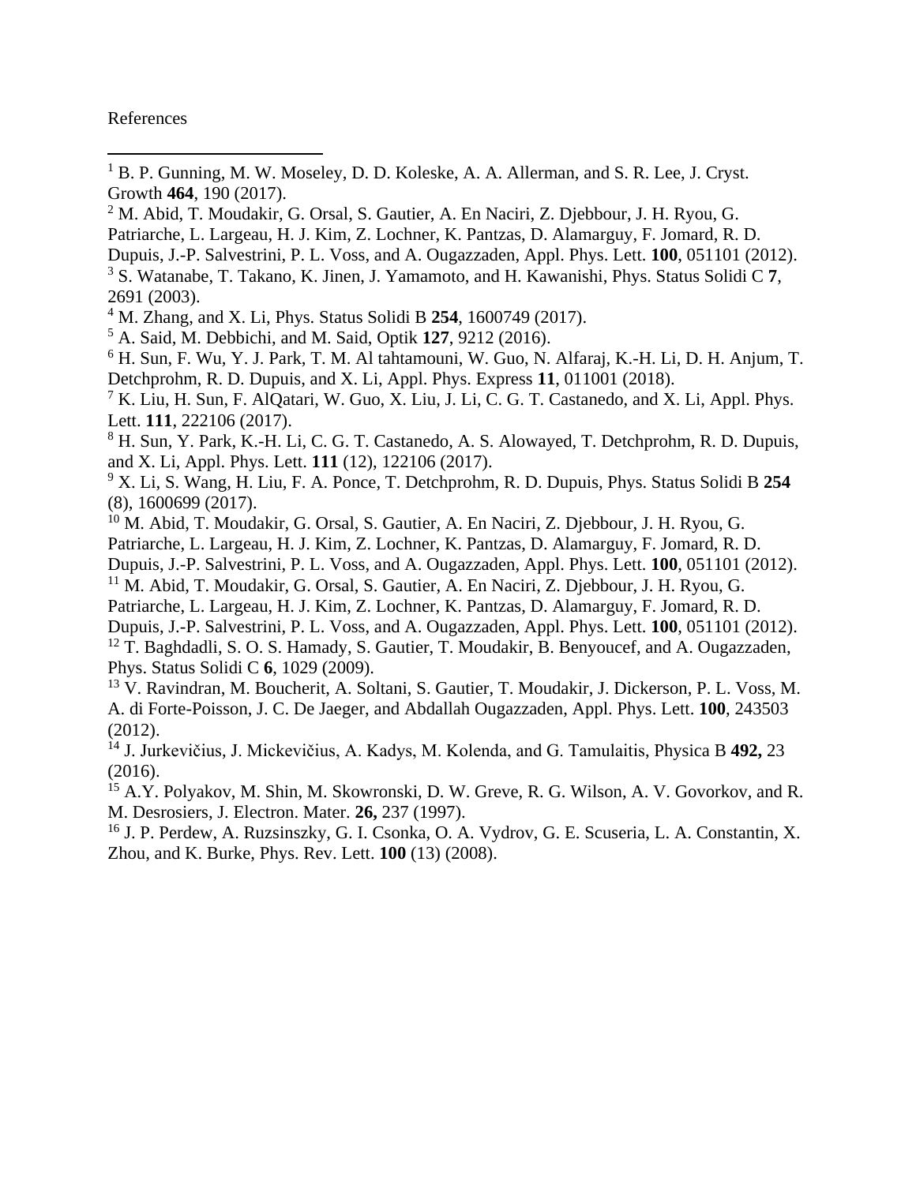References

[1] B. P. Gunning, M. W. Moseley, D. D. Koleske, A. A. Allerman, and S. R. Lee, J. Cryst. Growth **464**, 190 (2017).

[2] M. Abid, T. Moudakir, G. Orsal, S. Gautier, A. En Naciri, Z. Djebbour, J. H. Ryou, G. Patriarche, L. Largeau, H. J. Kim, Z. Lochner, K. Pantzas, D. Alamarguy, F. Jomard, R. D. Dupuis, J.-P. Salvestrini, P. L. Voss, and A. Ougazzaden, Appl. Phys. Lett. **100**, 051101 (2012).

[3] S. Watanabe, T. Takano, K. Jinen, J. Yamamoto, and H. Kawanishi, Phys. Status Solidi C **7**, 2691 (2003).

[4] M. Zhang, and X. Li, Phys. Status Solidi B **254**, 1600749 (2017).

[5] A. Said, M. Debbichi, and M. Said, Optik **127**, 9212 (2016).

[6] H. Sun, F. Wu, Y. J. Park, T. M. Al tahtamouni, W. Guo, N. Alfaraj, K.-H. Li, D. H. Anjum, T. Detchprohm, R. D. Dupuis, and X. Li, Appl. Phys. Express **11**, 011001 (2018).

[7] K. Liu, H. Sun, F. AlQatari, W. Guo, X. Liu, J. Li, C. G. T. Castanedo, and X. Li, Appl. Phys. Lett. **111**, 222106 (2017).

[8] H. Sun, Y. Park, K.-H. Li, C. G. T. Castanedo, A. S. Alowayed, T. Detchprohm, R. D. Dupuis, and X. Li, Appl. Phys. Lett. **111** (12), 122106 (2017).

[9] X. Li, S. Wang, H. Liu, F. A. Ponce, T. Detchprohm, R. D. Dupuis, Phys. Status Solidi B **254** (8), 1600699 (2017).

[10] M. Abid, T. Moudakir, G. Orsal, S. Gautier, A. En Naciri, Z. Djebbour, J. H. Ryou, G. Patriarche, L. Largeau, H. J. Kim, Z. Lochner, K. Pantzas, D. Alamarguy, F. Jomard, R. D. Dupuis, J.-P. Salvestrini, P. L. Voss, and A. Ougazzaden, Appl. Phys. Lett. **100**, 051101 (2012).

[11] M. Abid, T. Moudakir, G. Orsal, S. Gautier, A. En Naciri, Z. Djebbour, J. H. Ryou, G. Patriarche, L. Largeau, H. J. Kim, Z. Lochner, K. Pantzas, D. Alamarguy, F. Jomard, R. D. Dupuis, J.-P. Salvestrini, P. L. Voss, and A. Ougazzaden, Appl. Phys. Lett. **100**, 051101 (2012).

[12] T. Baghdadli, S. O. S. Hamady, S. Gautier, T. Moudakir, B. Benyoucef, and A. Ougazzaden, Phys. Status Solidi C **6**, 1029 (2009).

[13] V. Ravindran, M. Boucherit, A. Soltani, S. Gautier, T. Moudakir, J. Dickerson, P. L. Voss, M. A. di Forte-Poisson, J. C. De Jaeger, and Abdallah Ougazzaden, Appl. Phys. Lett. **100**, 243503 (2012).

[14] J. Jurkevičius, J. Mickevičius, A. Kadys, M. Kolenda, and G. Tamulaitis, Physica B **492,** 23 (2016).

[15] A.Y. Polyakov, M. Shin, M. Skowronski, D. W. Greve, R. G. Wilson, A. V. Govorkov, and R. M. Desrosiers, J. Electron. Mater. **26,** 237 (1997).

[16] J. P. Perdew, A. Ruzsinszky, G. I. Csonka, O. A. Vydrov, G. E. Scuseria, L. A. Constantin, X. Zhou, and K. Burke, Phys. Rev. Lett. **100** (13) (2008).